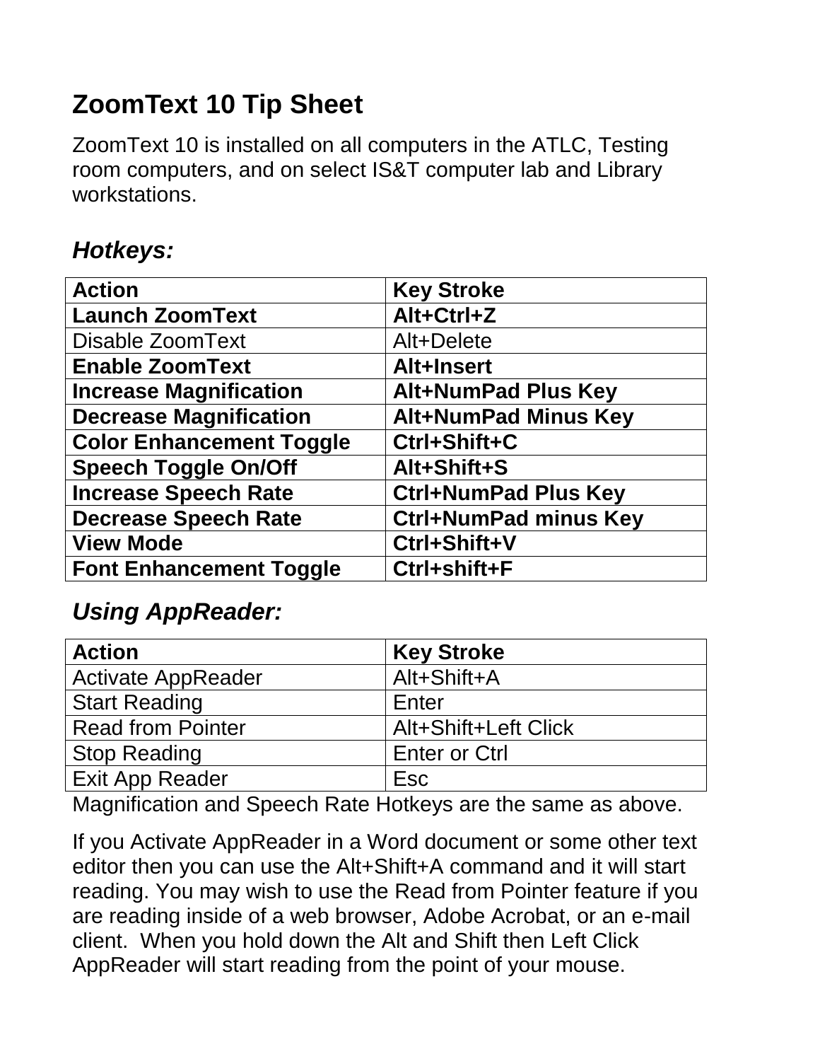# ZoomText 10 Tip Sheet

ZoomText 10 is installed on all computers in the ATLC, Testing room computers, and on select IS&T computer lab and Library workstations.

## *Hotkeys:*

| **Action** | **Key Stroke** |
|---|---|
| **Launch ZoomText** | **Alt+Ctrl+Z** |
| Disable ZoomText | Alt+Delete |
| **Enable ZoomText** | **Alt+Insert** |
| **Increase Magnification** | **Alt+NumPad Plus Key** |
| **Decrease Magnification** | **Alt+NumPad Minus Key** |
| **Color Enhancement Toggle** | **Ctrl+Shift+C** |
| **Speech Toggle On/Off** | **Alt+Shift+S** |
| **Increase Speech Rate** | **Ctrl+NumPad Plus Key** |
| **Decrease Speech Rate** | **Ctrl+NumPad minus Key** |
| **View Mode** | **Ctrl+Shift+V** |
| **Font Enhancement Toggle** | **Ctrl+shift+F** |

## *Using AppReader:*

| **Action** | **Key Stroke** |
|---|---|
| Activate AppReader | Alt+Shift+A |
| Start Reading | Enter |
| Read from Pointer | Alt+Shift+Left Click |
| Stop Reading | Enter or Ctrl |
| Exit App Reader | Esc |

Magnification and Speech Rate Hotkeys are the same as above.

If you Activate AppReader in a Word document or some other text editor then you can use the Alt+Shift+A command and it will start reading. You may wish to use the Read from Pointer feature if you are reading inside of a web browser, Adobe Acrobat, or an e-mail client. When you hold down the Alt and Shift then Left Click AppReader will start reading from the point of your mouse.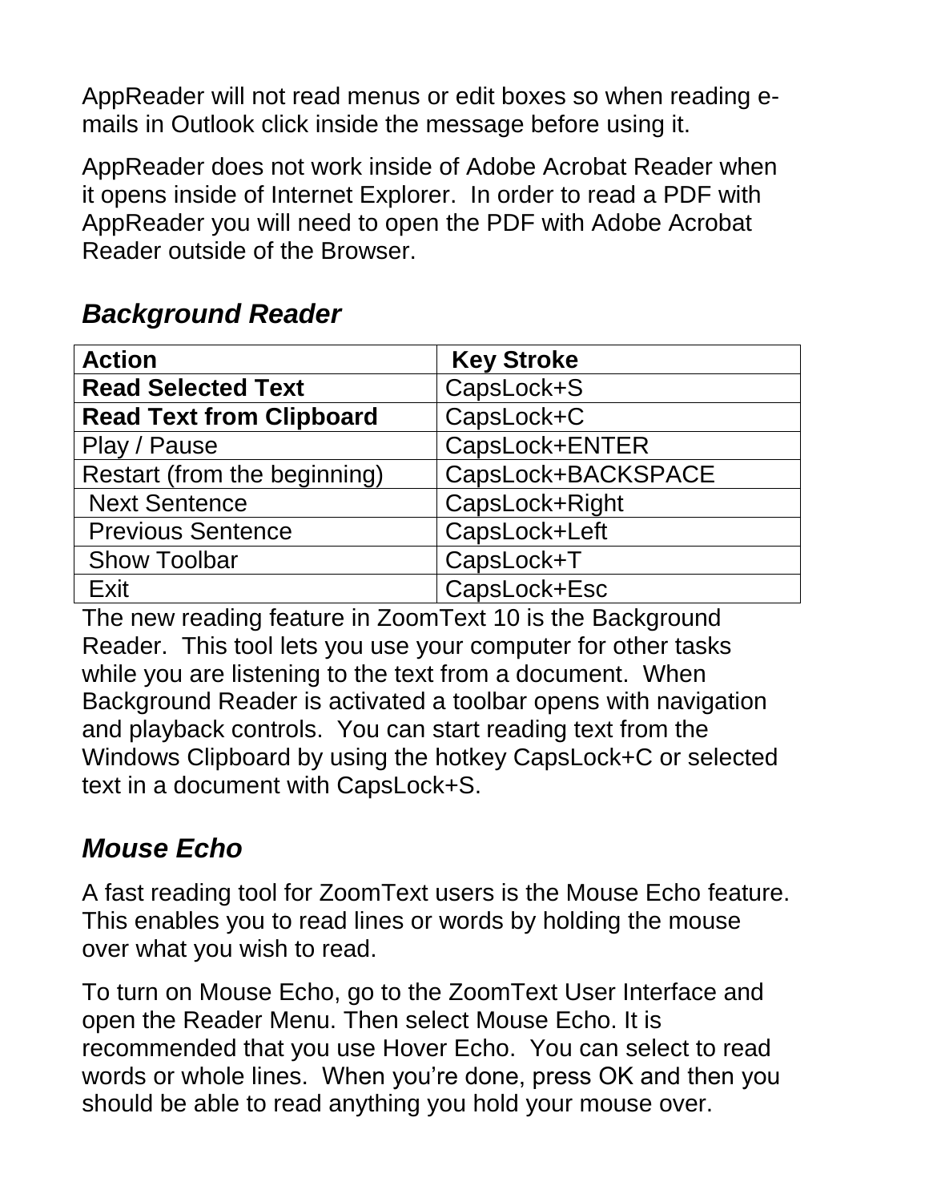AppReader will not read menus or edit boxes so when reading e-mails in Outlook click inside the message before using it.

AppReader does not work inside of Adobe Acrobat Reader when it opens inside of Internet Explorer. In order to read a PDF with AppReader you will need to open the PDF with Adobe Acrobat Reader outside of the Browser.

### *Background Reader*

| **Action** | **Key Stroke** |
| --- | --- |
| **Read Selected Text** | CapsLock+S |
| **Read Text from Clipboard** | CapsLock+C |
| Play / Pause | CapsLock+ENTER |
| Restart (from the beginning) | CapsLock+BACKSPACE |
| Next Sentence | CapsLock+Right |
| Previous Sentence | CapsLock+Left |
| Show Toolbar | CapsLock+T |
| Exit | CapsLock+Esc |

The new reading feature in ZoomText 10 is the Background Reader. This tool lets you use your computer for other tasks while you are listening to the text from a document. When Background Reader is activated a toolbar opens with navigation and playback controls. You can start reading text from the Windows Clipboard by using the hotkey CapsLock+C or selected text in a document with CapsLock+S.

### *Mouse Echo*

A fast reading tool for ZoomText users is the Mouse Echo feature. This enables you to read lines or words by holding the mouse over what you wish to read.

To turn on Mouse Echo, go to the ZoomText User Interface and open the Reader Menu. Then select Mouse Echo. It is recommended that you use Hover Echo. You can select to read words or whole lines. When you're done, press OK and then you should be able to read anything you hold your mouse over.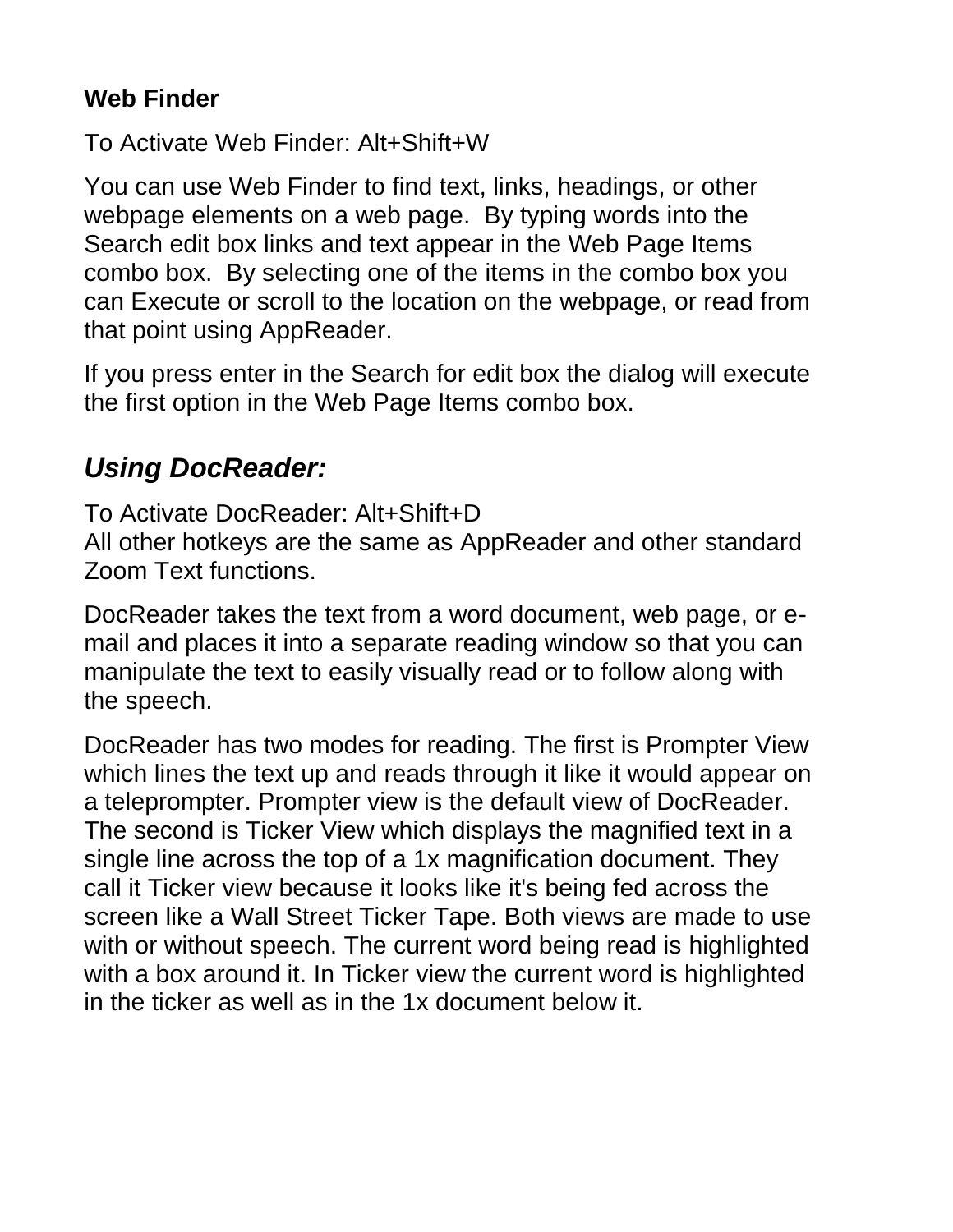**Web Finder**

To Activate Web Finder: Alt+Shift+W

You can use Web Finder to find text, links, headings, or other webpage elements on a web page. By typing words into the Search edit box links and text appear in the Web Page Items combo box. By selecting one of the items in the combo box you can Execute or scroll to the location on the webpage, or read from that point using AppReader.

If you press enter in the Search for edit box the dialog will execute the first option in the Web Page Items combo box.

## *Using DocReader:*

To Activate DocReader: Alt+Shift+D
All other hotkeys are the same as AppReader and other standard Zoom Text functions.

DocReader takes the text from a word document, web page, or e-mail and places it into a separate reading window so that you can manipulate the text to easily visually read or to follow along with the speech.

DocReader has two modes for reading. The first is Prompter View which lines the text up and reads through it like it would appear on a teleprompter. Prompter view is the default view of DocReader. The second is Ticker View which displays the magnified text in a single line across the top of a 1x magnification document. They call it Ticker view because it looks like it's being fed across the screen like a Wall Street Ticker Tape. Both views are made to use with or without speech. The current word being read is highlighted with a box around it. In Ticker view the current word is highlighted in the ticker as well as in the 1x document below it.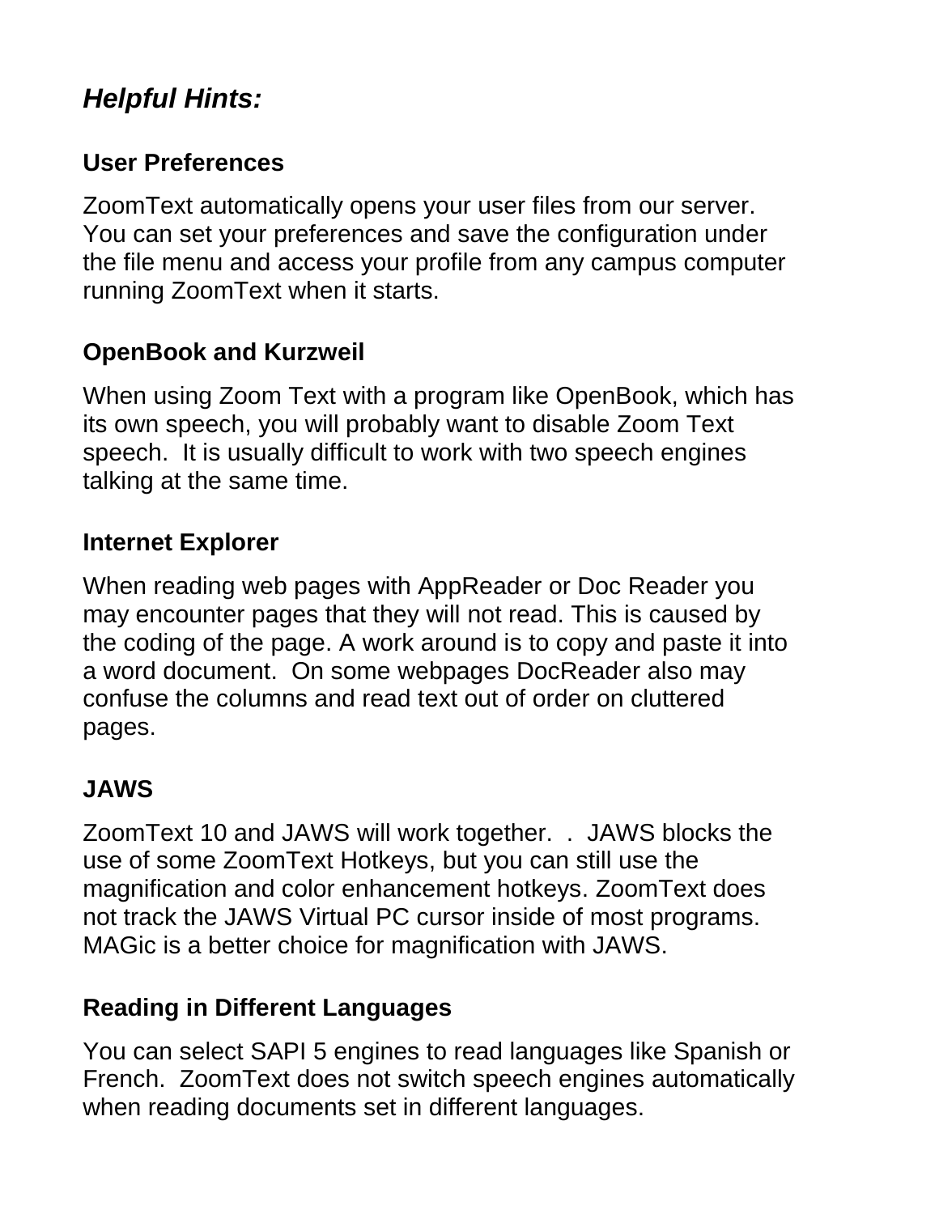## *Helpful Hints:*

### User Preferences

ZoomText automatically opens your user files from our server. You can set your preferences and save the configuration under the file menu and access your profile from any campus computer running ZoomText when it starts.

### OpenBook and Kurzweil

When using Zoom Text with a program like OpenBook, which has its own speech, you will probably want to disable Zoom Text speech.  It is usually difficult to work with two speech engines talking at the same time.

### Internet Explorer

When reading web pages with AppReader or Doc Reader you may encounter pages that they will not read. This is caused by the coding of the page. A work around is to copy and paste it into a word document.  On some webpages DocReader also may confuse the columns and read text out of order on cluttered pages.

### JAWS

ZoomText 10 and JAWS will work together.  .  JAWS blocks the use of some ZoomText Hotkeys, but you can still use the magnification and color enhancement hotkeys. ZoomText does not track the JAWS Virtual PC cursor inside of most programs. MAGic is a better choice for magnification with JAWS.

### Reading in Different Languages

You can select SAPI 5 engines to read languages like Spanish or French.  ZoomText does not switch speech engines automatically when reading documents set in different languages.